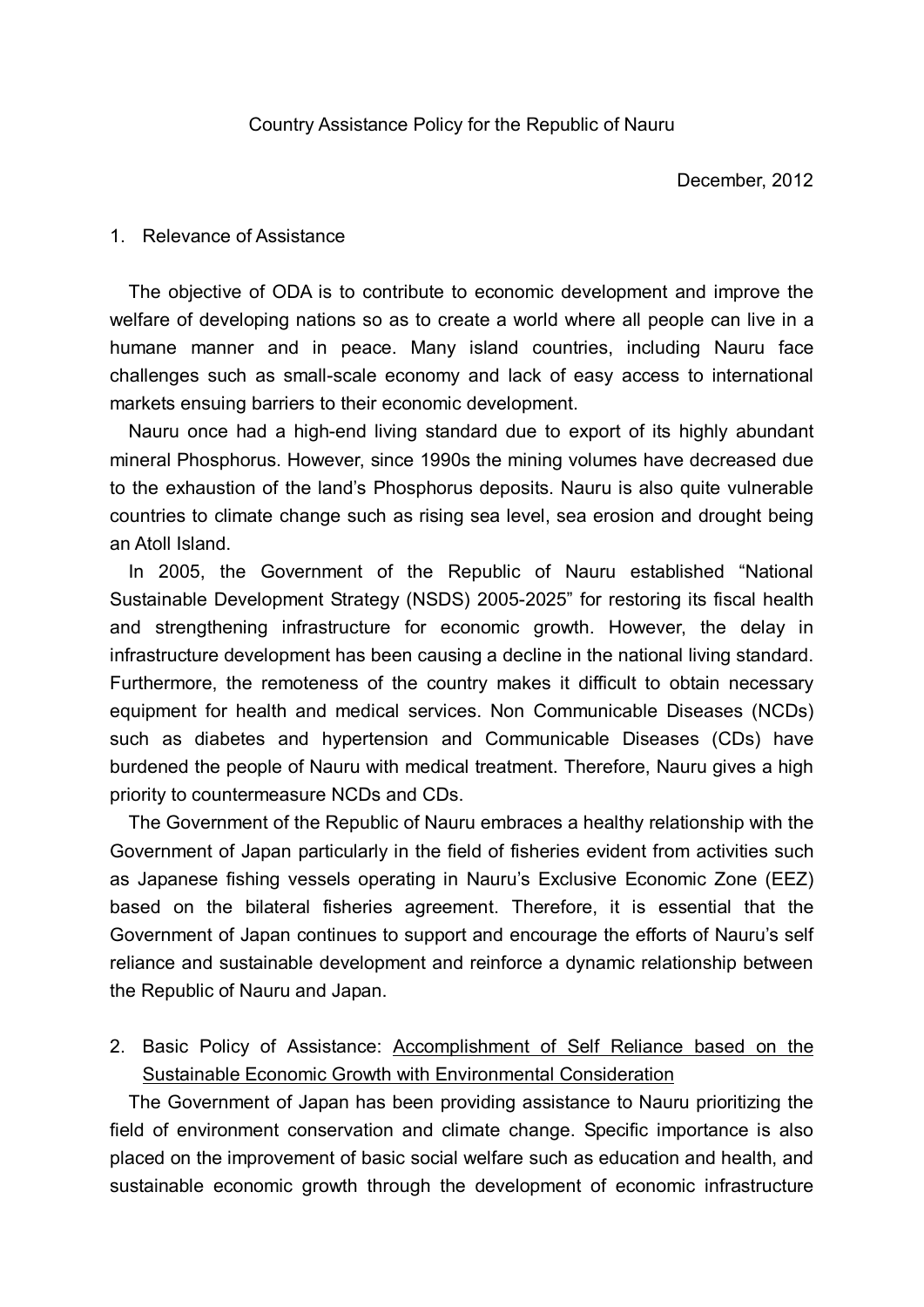// Country Assistance Policy for the Republic of Nauru

December, 2012

## 1. Relevance of Assistance

The objective of ODA is to contribute to economic development and improve the welfare of developing nations so as to create a world where all people can live in a humane manner and in peace. Many island countries, including Nauru face challenges such as small-scale economy and lack of easy access to international markets ensuing barriers to their economic development.

Nauru once had a high-end living standard due to export of its highly abundant mineral Phosphorus. However, since 1990s the mining volumes have decreased due to the exhaustion of the land's Phosphorus deposits. Nauru is also quite vulnerable countries to climate change such as rising sea level, sea erosion and drought being an Atoll Island.

In 2005, the Government of the Republic of Nauru established "National Sustainable Development Strategy (NSDS) 2005-2025" for restoring its fiscal health and strengthening infrastructure for economic growth. However, the delay in infrastructure development has been causing a decline in the national living standard. Furthermore, the remoteness of the country makes it difficult to obtain necessary equipment for health and medical services. Non Communicable Diseases (NCDs) such as diabetes and hypertension and Communicable Diseases (CDs) have burdened the people of Nauru with medical treatment. Therefore, Nauru gives a high priority to countermeasure NCDs and CDs.

The Government of the Republic of Nauru embraces a healthy relationship with the Government of Japan particularly in the field of fisheries evident from activities such as Japanese fishing vessels operating in Nauru's Exclusive Economic Zone (EEZ) based on the bilateral fisheries agreement. Therefore, it is essential that the Government of Japan continues to support and encourage the efforts of Nauru's self reliance and sustainable development and reinforce a dynamic relationship between the Republic of Nauru and Japan.

## 2. Basic Policy of Assistance: Accomplishment of Self Reliance based on the Sustainable Economic Growth with Environmental Consideration

The Government of Japan has been providing assistance to Nauru prioritizing the field of environment conservation and climate change. Specific importance is also placed on the improvement of basic social welfare such as education and health, and sustainable economic growth through the development of economic infrastructure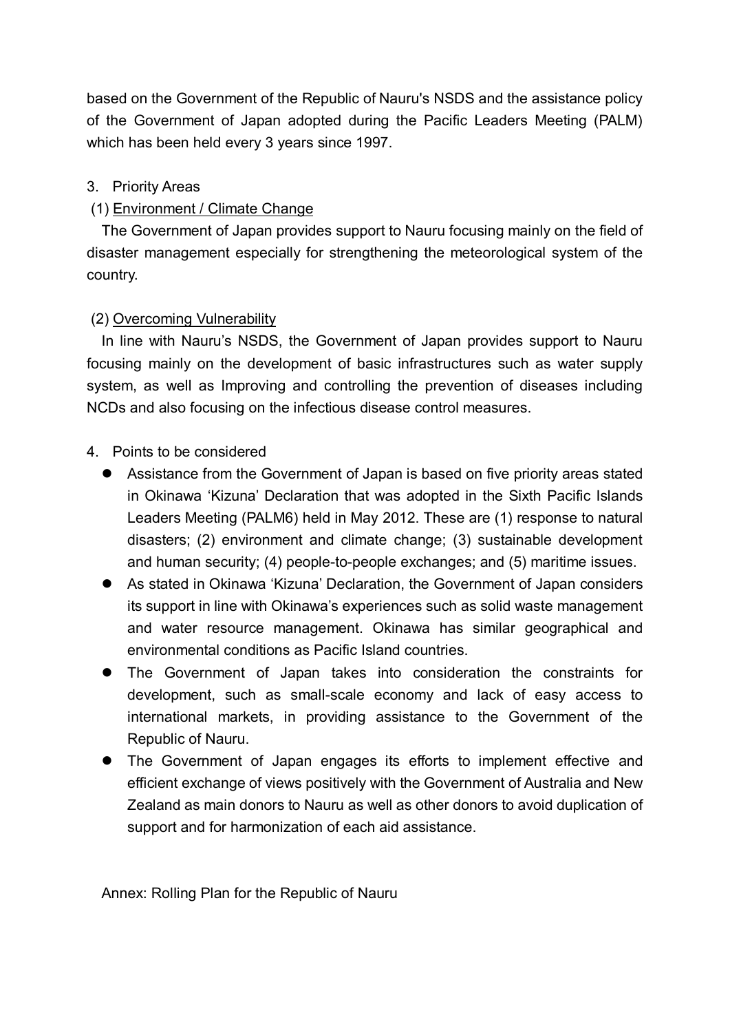based on the Government of the Republic of Nauru's NSDS and the assistance policy of the Government of Japan adopted during the Pacific Leaders Meeting (PALM) which has been held every 3 years since 1997.

3. Priority Areas

(1) Environment / Climate Change

The Government of Japan provides support to Nauru focusing mainly on the field of disaster management especially for strengthening the meteorological system of the country.

(2) Overcoming Vulnerability

In line with Nauru's NSDS, the Government of Japan provides support to Nauru focusing mainly on the development of basic infrastructures such as water supply system, as well as Improving and controlling the prevention of diseases including NCDs and also focusing on the infectious disease control measures.

4. Points to be considered

- Assistance from the Government of Japan is based on five priority areas stated in Okinawa 'Kizuna' Declaration that was adopted in the Sixth Pacific Islands Leaders Meeting (PALM6) held in May 2012. These are (1) response to natural disasters; (2) environment and climate change; (3) sustainable development and human security; (4) people-to-people exchanges; and (5) maritime issues.
- As stated in Okinawa 'Kizuna' Declaration, the Government of Japan considers its support in line with Okinawa's experiences such as solid waste management and water resource management. Okinawa has similar geographical and environmental conditions as Pacific Island countries.
- The Government of Japan takes into consideration the constraints for development, such as small-scale economy and lack of easy access to international markets, in providing assistance to the Government of the Republic of Nauru.
- The Government of Japan engages its efforts to implement effective and efficient exchange of views positively with the Government of Australia and New Zealand as main donors to Nauru as well as other donors to avoid duplication of support and for harmonization of each aid assistance.

Annex: Rolling Plan for the Republic of Nauru